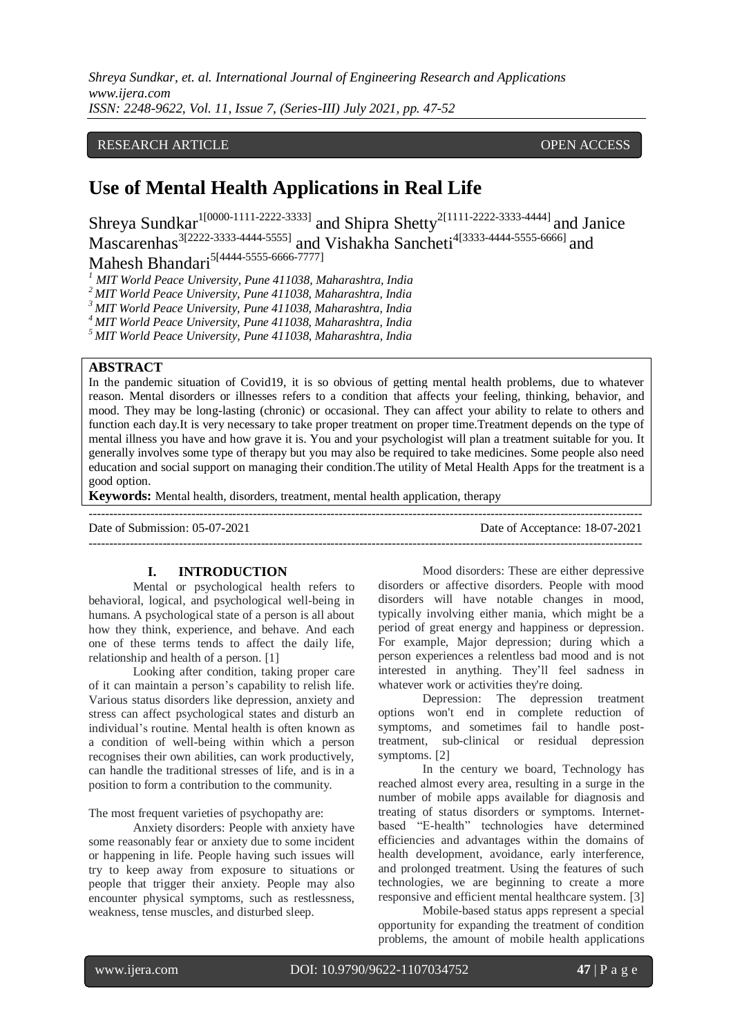RESEARCH ARTICLE OPEN ACCESS

# Use of Mental Health Applications in Real Life

Shreya Sundkar[1[0000-1111-2222-3333]] and Shipra Shetty[2[1111-2222-3333-4444]] and Janice Mascarenhas[3[2222-3333-4444-5555]] and Vishakha Sancheti[4[3333-4444-5555-6666]] and Mahesh Bhandari[5[4444-5555-6666-7777]]

[1] *MIT World Peace University, Pune 411038, Maharashtra, India*
[2] *MIT World Peace University, Pune 411038, Maharashtra, India*
[3] *MIT World Peace University, Pune 411038, Maharashtra, India*
[4] *MIT World Peace University, Pune 411038, Maharashtra, India*
[5] *MIT World Peace University, Pune 411038, Maharashtra, India*

## ABSTRACT

In the pandemic situation of Covid19, it is so obvious of getting mental health problems, due to whatever reason. Mental disorders or illnesses refers to a condition that affects your feeling, thinking, behavior, and mood. They may be long-lasting (chronic) or occasional. They can affect your ability to relate to others and function each day.It is very necessary to take proper treatment on proper time.Treatment depends on the type of mental illness you have and how grave it is. You and your psychologist will plan a treatment suitable for you. It generally involves some type of therapy but you may also be required to take medicines. Some people also need education and social support on managing their condition.The utility of Metal Health Apps for the treatment is a good option.

**Keywords:** Mental health, disorders, treatment, mental health application, therapy

---

Date of Submission: 05-07-2021 Date of Acceptance: 18-07-2021

---

## I. INTRODUCTION

Mental or psychological health refers to behavioral, logical, and psychological well-being in humans. A psychological state of a person is all about how they think, experience, and behave. And each one of these terms tends to affect the daily life, relationship and health of a person. [1]

Looking after condition, taking proper care of it can maintain a person's capability to relish life. Various status disorders like depression, anxiety and stress can affect psychological states and disturb an individual's routine. Mental health is often known as a condition of well-being within which a person recognises their own abilities, can work productively, can handle the traditional stresses of life, and is in a position to form a contribution to the community.

The most frequent varieties of psychopathy are:

Anxiety disorders: People with anxiety have some reasonably fear or anxiety due to some incident or happening in life. People having such issues will try to keep away from exposure to situations or people that trigger their anxiety. People may also encounter physical symptoms, such as restlessness, weakness, tense muscles, and disturbed sleep.

Mood disorders: These are either depressive disorders or affective disorders. People with mood disorders will have notable changes in mood, typically involving either mania, which might be a period of great energy and happiness or depression. For example, Major depression; during which a person experiences a relentless bad mood and is not interested in anything. They'll feel sadness in whatever work or activities they're doing.

Depression: The depression treatment options won't end in complete reduction of symptoms, and sometimes fail to handle post-treatment, sub-clinical or residual depression symptoms. [2]

In the century we board, Technology has reached almost every area, resulting in a surge in the number of mobile apps available for diagnosis and treating of status disorders or symptoms. Internet-based "E-health" technologies have determined efficiencies and advantages within the domains of health development, avoidance, early interference, and prolonged treatment. Using the features of such technologies, we are beginning to create a more responsive and efficient mental healthcare system. [3]

Mobile-based status apps represent a special opportunity for expanding the treatment of condition problems, the amount of mobile health applications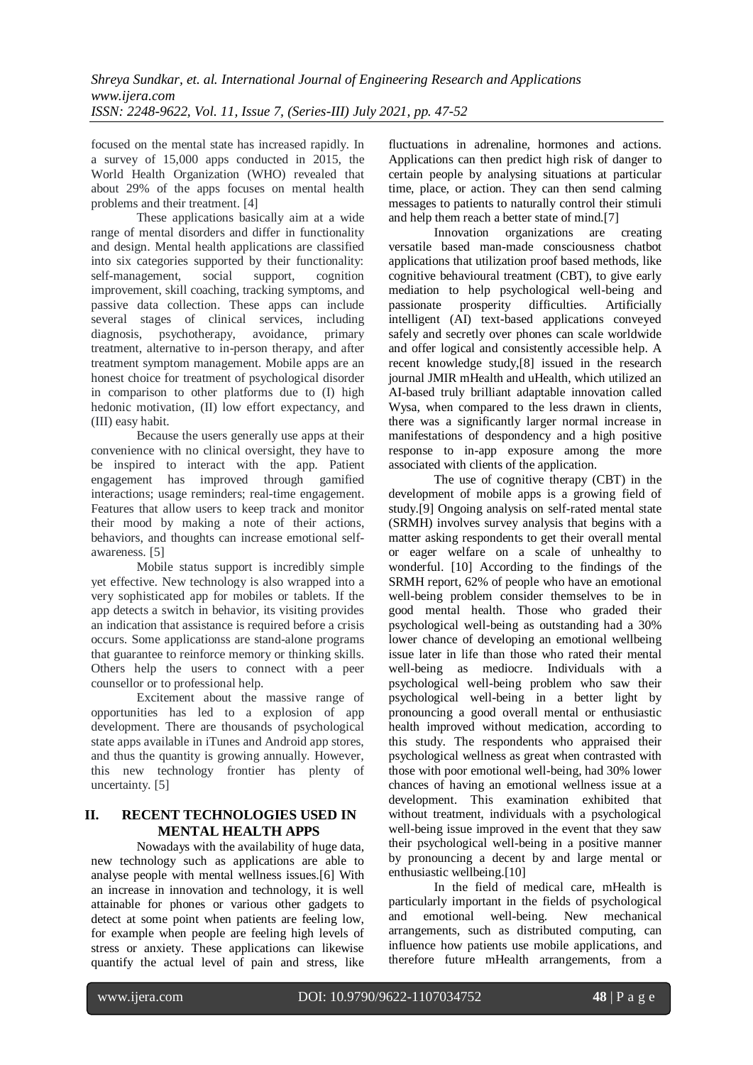focused on the mental state has increased rapidly. In a survey of 15,000 apps conducted in 2015, the World Health Organization (WHO) revealed that about 29% of the apps focuses on mental health problems and their treatment. [4]

These applications basically aim at a wide range of mental disorders and differ in functionality and design. Mental health applications are classified into six categories supported by their functionality: self-management, social support, cognition improvement, skill coaching, tracking symptoms, and passive data collection. These apps can include several stages of clinical services, including diagnosis, psychotherapy, avoidance, primary treatment, alternative to in-person therapy, and after treatment symptom management. Mobile apps are an honest choice for treatment of psychological disorder in comparison to other platforms due to (I) high hedonic motivation, (II) low effort expectancy, and (III) easy habit.

Because the users generally use apps at their convenience with no clinical oversight, they have to be inspired to interact with the app. Patient engagement has improved through gamified interactions; usage reminders; real-time engagement. Features that allow users to keep track and monitor their mood by making a note of their actions, behaviors, and thoughts can increase emotional self-awareness. [5]

Mobile status support is incredibly simple yet effective. New technology is also wrapped into a very sophisticated app for mobiles or tablets. If the app detects a switch in behavior, its visiting provides an indication that assistance is required before a crisis occurs. Some applicationss are stand-alone programs that guarantee to reinforce memory or thinking skills. Others help the users to connect with a peer counsellor or to professional help.

Excitement about the massive range of opportunities has led to a explosion of app development. There are thousands of psychological state apps available in iTunes and Android app stores, and thus the quantity is growing annually. However, this new technology frontier has plenty of uncertainty. [5]

## II. RECENT TECHNOLOGIES USED IN MENTAL HEALTH APPS

Nowadays with the availability of huge data, new technology such as applications are able to analyse people with mental wellness issues.[6] With an increase in innovation and technology, it is well attainable for phones or various other gadgets to detect at some point when patients are feeling low, for example when people are feeling high levels of stress or anxiety. These applications can likewise quantify the actual level of pain and stress, like fluctuations in adrenaline, hormones and actions. Applications can then predict high risk of danger to certain people by analysing situations at particular time, place, or action. They can then send calming messages to patients to naturally control their stimuli and help them reach a better state of mind.[7]

Innovation organizations are creating versatile based man-made consciousness chatbot applications that utilization proof based methods, like cognitive behavioural treatment (CBT), to give early mediation to help psychological well-being and passionate prosperity difficulties. Artificially intelligent (AI) text-based applications conveyed safely and secretly over phones can scale worldwide and offer logical and consistently accessible help. A recent knowledge study,[8] issued in the research journal JMIR mHealth and uHealth, which utilized an AI-based truly brilliant adaptable innovation called Wysa, when compared to the less drawn in clients, there was a significantly larger normal increase in manifestations of despondency and a high positive response to in-app exposure among the more associated with clients of the application.

The use of cognitive therapy (CBT) in the development of mobile apps is a growing field of study.[9] Ongoing analysis on self-rated mental state (SRMH) involves survey analysis that begins with a matter asking respondents to get their overall mental or eager welfare on a scale of unhealthy to wonderful. [10] According to the findings of the SRMH report, 62% of people who have an emotional well-being problem consider themselves to be in good mental health. Those who graded their psychological well-being as outstanding had a 30% lower chance of developing an emotional wellbeing issue later in life than those who rated their mental well-being as mediocre. Individuals with a psychological well-being problem who saw their psychological well-being in a better light by pronouncing a good overall mental or enthusiastic health improved without medication, according to this study. The respondents who appraised their psychological wellness as great when contrasted with those with poor emotional well-being, had 30% lower chances of having an emotional wellness issue at a development. This examination exhibited that without treatment, individuals with a psychological well-being issue improved in the event that they saw their psychological well-being in a positive manner by pronouncing a decent by and large mental or enthusiastic wellbeing.[10]

In the field of medical care, mHealth is particularly important in the fields of psychological and emotional well-being. New mechanical arrangements, such as distributed computing, can influence how patients use mobile applications, and therefore future mHealth arrangements, from a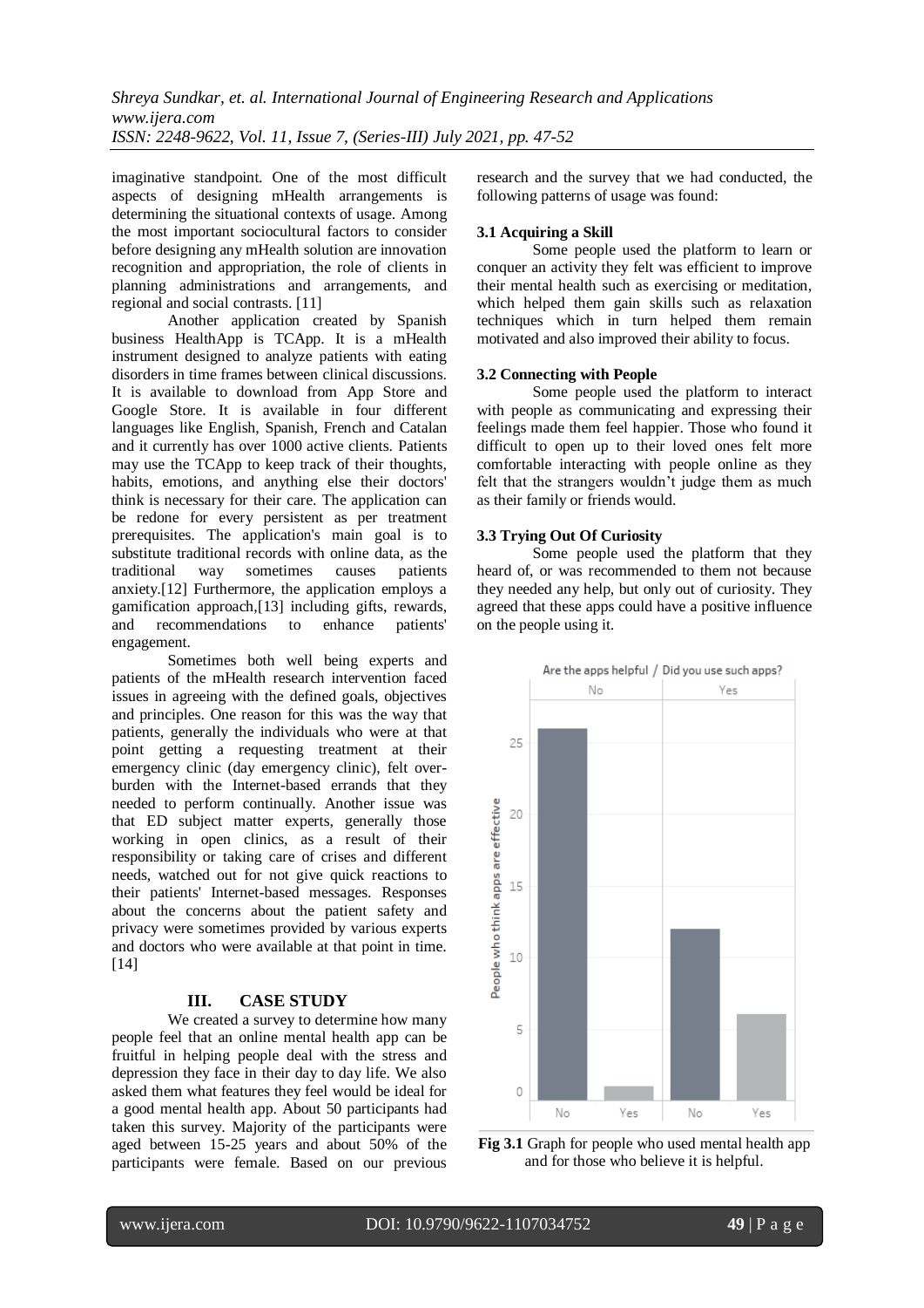imaginative standpoint. One of the most difficult aspects of designing mHealth arrangements is determining the situational contexts of usage. Among the most important sociocultural factors to consider before designing any mHealth solution are innovation recognition and appropriation, the role of clients in planning administrations and arrangements, and regional and social contrasts. [11]

Another application created by Spanish business HealthApp is TCApp. It is a mHealth instrument designed to analyze patients with eating disorders in time frames between clinical discussions. It is available to download from App Store and Google Store. It is available in four different languages like English, Spanish, French and Catalan and it currently has over 1000 active clients. Patients may use the TCApp to keep track of their thoughts, habits, emotions, and anything else their doctors' think is necessary for their care. The application can be redone for every persistent as per treatment prerequisites. The application's main goal is to substitute traditional records with online data, as the traditional way sometimes causes patients anxiety.[12] Furthermore, the application employs a gamification approach,[13] including gifts, rewards, and recommendations to enhance patients' engagement.

Sometimes both well being experts and patients of the mHealth research intervention faced issues in agreeing with the defined goals, objectives and principles. One reason for this was the way that patients, generally the individuals who were at that point getting a requesting treatment at their emergency clinic (day emergency clinic), felt over-burden with the Internet-based errands that they needed to perform continually. Another issue was that ED subject matter experts, generally those working in open clinics, as a result of their responsibility or taking care of crises and different needs, watched out for not give quick reactions to their patients' Internet-based messages. Responses about the concerns about the patient safety and privacy were sometimes provided by various experts and doctors who were available at that point in time. [14]

## III. CASE STUDY

We created a survey to determine how many people feel that an online mental health app can be fruitful in helping people deal with the stress and depression they face in their day to day life. We also asked them what features they feel would be ideal for a good mental health app. About 50 participants had taken this survey. Majority of the participants were aged between 15-25 years and about 50% of the participants were female. Based on our previous research and the survey that we had conducted, the following patterns of usage was found:

### 3.1 Acquiring a Skill

Some people used the platform to learn or conquer an activity they felt was efficient to improve their mental health such as exercising or meditation, which helped them gain skills such as relaxation techniques which in turn helped them remain motivated and also improved their ability to focus.

### 3.2 Connecting with People

Some people used the platform to interact with people as communicating and expressing their feelings made them feel happier. Those who found it difficult to open up to their loved ones felt more comfortable interacting with people online as they felt that the strangers wouldn't judge them as much as their family or friends would.

### 3.3 Trying Out Of Curiosity

Some people used the platform that they heard of, or was recommended to them not because they needed any help, but only out of curiosity. They agreed that these apps could have a positive influence on the people using it.

**Fig 3.1** Graph for people who used mental health app and for those who believe it is helpful.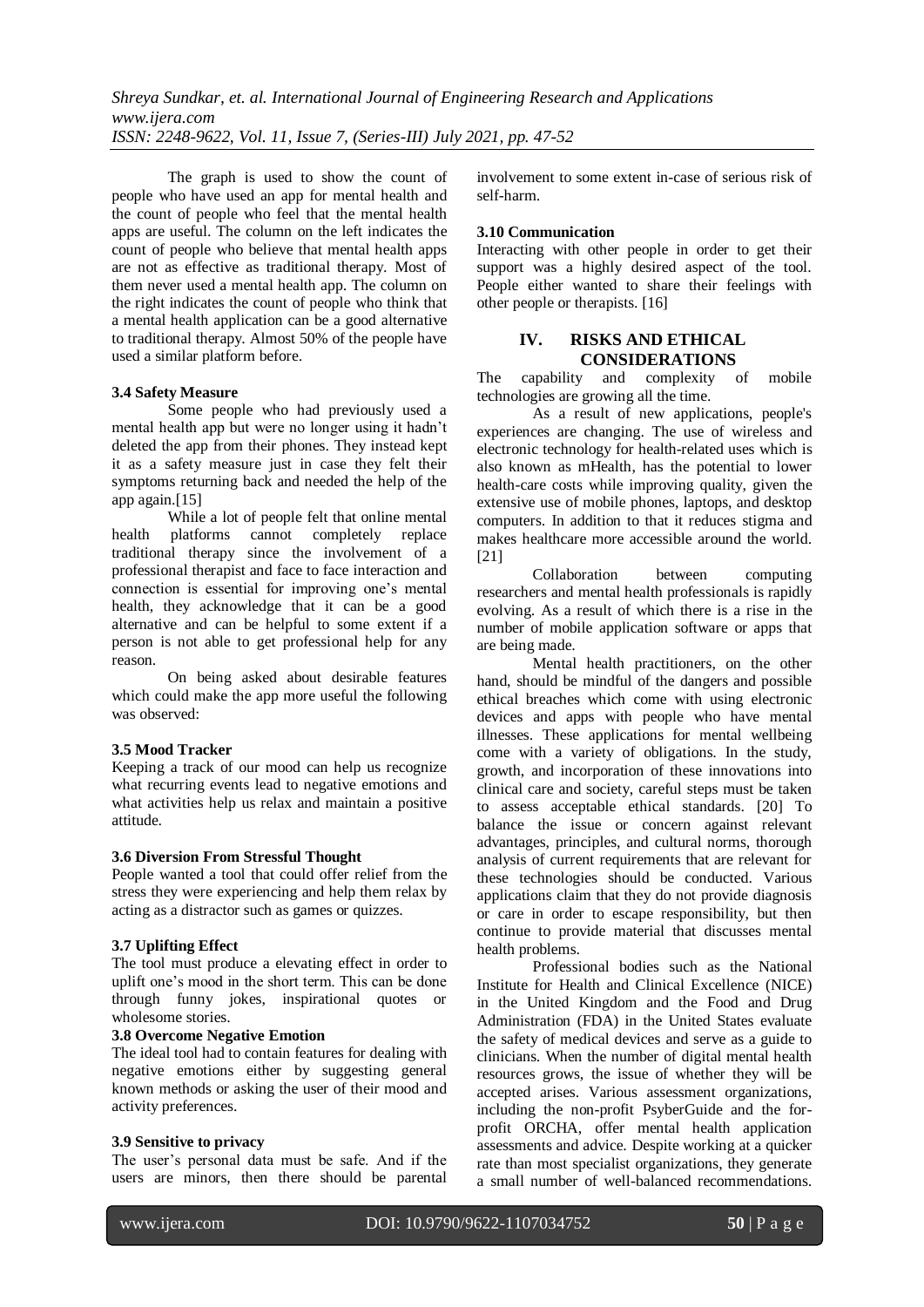The graph is used to show the count of people who have used an app for mental health and the count of people who feel that the mental health apps are useful. The column on the left indicates the count of people who believe that mental health apps are not as effective as traditional therapy. Most of them never used a mental health app. The column on the right indicates the count of people who think that a mental health application can be a good alternative to traditional therapy. Almost 50% of the people have used a similar platform before.

### 3.4 Safety Measure

Some people who had previously used a mental health app but were no longer using it hadn't deleted the app from their phones. They instead kept it as a safety measure just in case they felt their symptoms returning back and needed the help of the app again.[15]

While a lot of people felt that online mental health platforms cannot completely replace traditional therapy since the involvement of a professional therapist and face to face interaction and connection is essential for improving one's mental health, they acknowledge that it can be a good alternative and can be helpful to some extent if a person is not able to get professional help for any reason.

On being asked about desirable features which could make the app more useful the following was observed:

### 3.5 Mood Tracker

Keeping a track of our mood can help us recognize what recurring events lead to negative emotions and what activities help us relax and maintain a positive attitude.

### 3.6 Diversion From Stressful Thought

People wanted a tool that could offer relief from the stress they were experiencing and help them relax by acting as a distractor such as games or quizzes.

### 3.7 Uplifting Effect

The tool must produce a elevating effect in order to uplift one's mood in the short term. This can be done through funny jokes, inspirational quotes or wholesome stories.

### 3.8 Overcome Negative Emotion

The ideal tool had to contain features for dealing with negative emotions either by suggesting general known methods or asking the user of their mood and activity preferences.

### 3.9 Sensitive to privacy

The user's personal data must be safe. And if the users are minors, then there should be parental involvement to some extent in-case of serious risk of self-harm.

### 3.10 Communication

Interacting with other people in order to get their support was a highly desired aspect of the tool. People either wanted to share their feelings with other people or therapists. [16]

## IV. RISKS AND ETHICAL CONSIDERATIONS

The capability and complexity of mobile technologies are growing all the time.

As a result of new applications, people's experiences are changing. The use of wireless and electronic technology for health-related uses which is also known as mHealth, has the potential to lower health-care costs while improving quality, given the extensive use of mobile phones, laptops, and desktop computers. In addition to that it reduces stigma and makes healthcare more accessible around the world. [21]

Collaboration between computing researchers and mental health professionals is rapidly evolving. As a result of which there is a rise in the number of mobile application software or apps that are being made.

Mental health practitioners, on the other hand, should be mindful of the dangers and possible ethical breaches which come with using electronic devices and apps with people who have mental illnesses. These applications for mental wellbeing come with a variety of obligations. In the study, growth, and incorporation of these innovations into clinical care and society, careful steps must be taken to assess acceptable ethical standards. [20] To balance the issue or concern against relevant advantages, principles, and cultural norms, thorough analysis of current requirements that are relevant for these technologies should be conducted. Various applications claim that they do not provide diagnosis or care in order to escape responsibility, but then continue to provide material that discusses mental health problems.

Professional bodies such as the National Institute for Health and Clinical Excellence (NICE) in the United Kingdom and the Food and Drug Administration (FDA) in the United States evaluate the safety of medical devices and serve as a guide to clinicians. When the number of digital mental health resources grows, the issue of whether they will be accepted arises. Various assessment organizations, including the non-profit PsyberGuide and the for-profit ORCHA, offer mental health application assessments and advice. Despite working at a quicker rate than most specialist organizations, they generate a small number of well-balanced recommendations.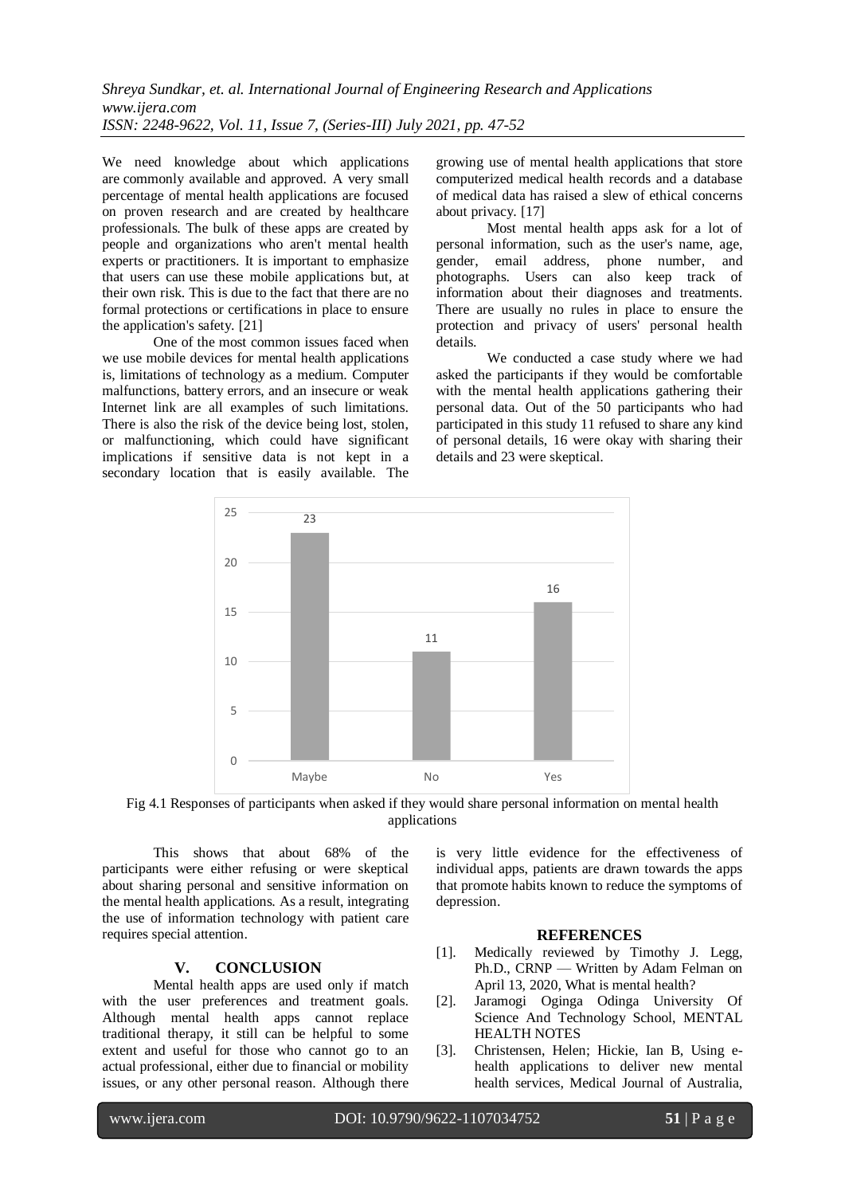We need knowledge about which applications are commonly available and approved. A very small percentage of mental health applications are focused on proven research and are created by healthcare professionals. The bulk of these apps are created by people and organizations who aren't mental health experts or practitioners. It is important to emphasize that users can use these mobile applications but, at their own risk. This is due to the fact that there are no formal protections or certifications in place to ensure the application's safety. [21]

One of the most common issues faced when we use mobile devices for mental health applications is, limitations of technology as a medium. Computer malfunctions, battery errors, and an insecure or weak Internet link are all examples of such limitations. There is also the risk of the device being lost, stolen, or malfunctioning, which could have significant implications if sensitive data is not kept in a secondary location that is easily available. The growing use of mental health applications that store computerized medical health records and a database of medical data has raised a slew of ethical concerns about privacy. [17]

Most mental health apps ask for a lot of personal information, such as the user's name, age, gender, email address, phone number, and photographs. Users can also keep track of information about their diagnoses and treatments. There are usually no rules in place to ensure the protection and privacy of users' personal health details.

We conducted a case study where we had asked the participants if they would be comfortable with the mental health applications gathering their personal data. Out of the 50 participants who had participated in this study 11 refused to share any kind of personal details, 16 were okay with sharing their details and 23 were skeptical.

Fig 4.1 Responses of participants when asked if they would share personal information on mental health applications

This shows that about 68% of the participants were either refusing or were skeptical about sharing personal and sensitive information on the mental health applications. As a result, integrating the use of information technology with patient care requires special attention.

## V. CONCLUSION

Mental health apps are used only if match with the user preferences and treatment goals. Although mental health apps cannot replace traditional therapy, it still can be helpful to some extent and useful for those who cannot go to an actual professional, either due to financial or mobility issues, or any other personal reason. Although there is very little evidence for the effectiveness of individual apps, patients are drawn towards the apps that promote habits known to reduce the symptoms of depression.

## REFERENCES

[1]. Medically reviewed by Timothy J. Legg, Ph.D., CRNP — Written by Adam Felman on April 13, 2020, What is mental health?

[2]. Jaramogi Oginga Odinga University Of Science And Technology School, MENTAL HEALTH NOTES

[3]. Christensen, Helen; Hickie, Ian B, Using e-health applications to deliver new mental health services, Medical Journal of Australia,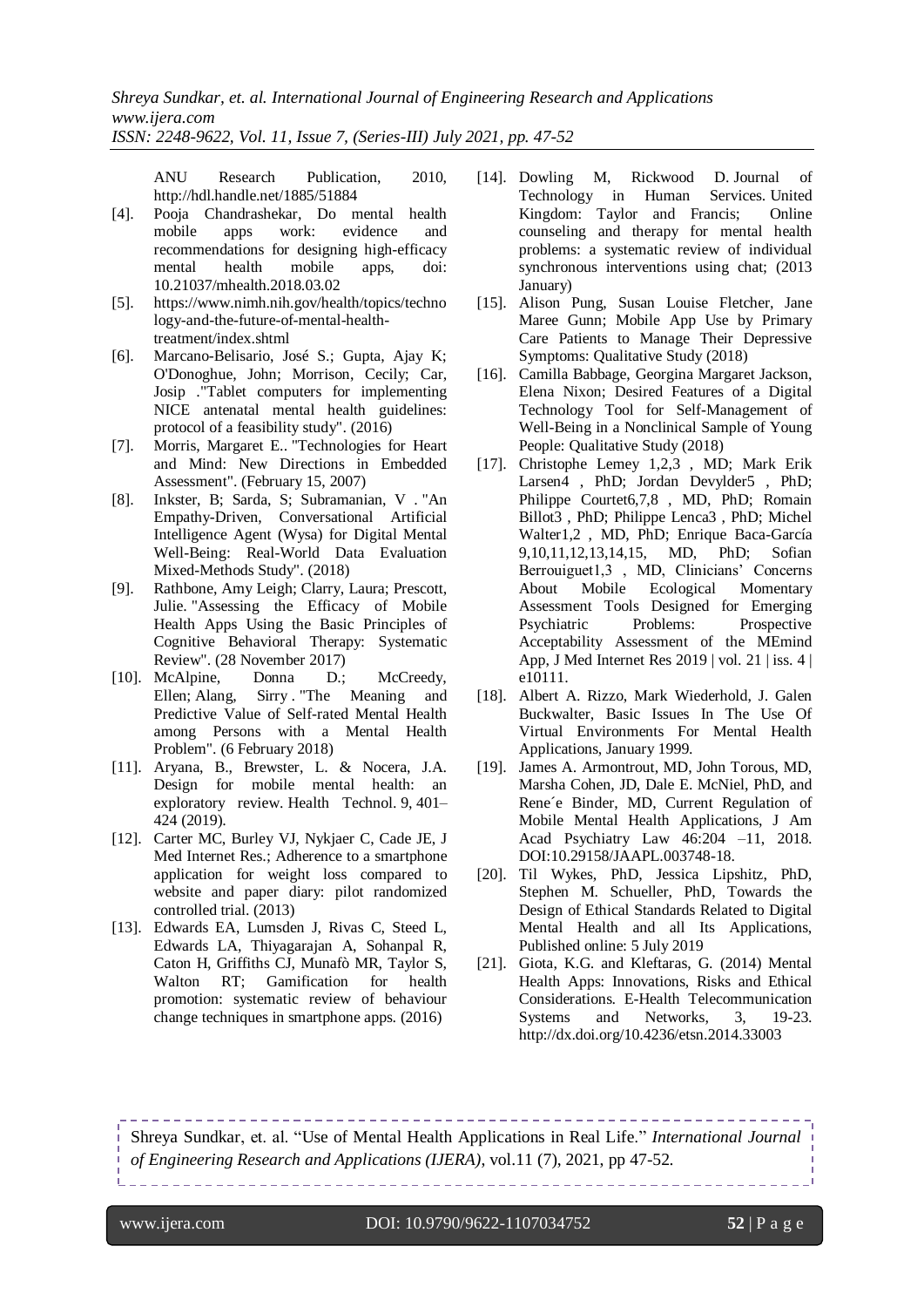ANU Research Publication, 2010, http://hdl.handle.net/1885/51884

[4]. Pooja Chandrashekar, Do mental health mobile apps work: evidence and recommendations for designing high-efficacy mental health mobile apps, doi: 10.21037/mhealth.2018.03.02

[5]. https://www.nimh.nih.gov/health/topics/technology-and-the-future-of-mental-health-treatment/index.shtml

[6]. Marcano-Belisario, José S.; Gupta, Ajay K; O'Donoghue, John; Morrison, Cecily; Car, Josip ."Tablet computers for implementing NICE antenatal mental health guidelines: protocol of a feasibility study". (2016)

[7]. Morris, Margaret E.. "Technologies for Heart and Mind: New Directions in Embedded Assessment". (February 15, 2007)

[8]. Inkster, B; Sarda, S; Subramanian, V . "An Empathy-Driven, Conversational Artificial Intelligence Agent (Wysa) for Digital Mental Well-Being: Real-World Data Evaluation Mixed-Methods Study". (2018)

[9]. Rathbone, Amy Leigh; Clarry, Laura; Prescott, Julie. "Assessing the Efficacy of Mobile Health Apps Using the Basic Principles of Cognitive Behavioral Therapy: Systematic Review". (28 November 2017)

[10]. McAlpine, Donna D.; McCreedy, Ellen; Alang, Sirry . "The Meaning and Predictive Value of Self-rated Mental Health among Persons with a Mental Health Problem". (6 February 2018)

[11]. Aryana, B., Brewster, L. & Nocera, J.A. Design for mobile mental health: an exploratory review. Health Technol. 9, 401–424 (2019).

[12]. Carter MC, Burley VJ, Nykjaer C, Cade JE, J Med Internet Res.; Adherence to a smartphone application for weight loss compared to website and paper diary: pilot randomized controlled trial. (2013)

[13]. Edwards EA, Lumsden J, Rivas C, Steed L, Edwards LA, Thiyagarajan A, Sohanpal R, Caton H, Griffiths CJ, Munafò MR, Taylor S, Walton RT; Gamification for health promotion: systematic review of behaviour change techniques in smartphone apps. (2016)

[14]. Dowling M, Rickwood D. Journal of Technology in Human Services. United Kingdom: Taylor and Francis; Online counseling and therapy for mental health problems: a systematic review of individual synchronous interventions using chat; (2013 January)

[15]. Alison Pung, Susan Louise Fletcher, Jane Maree Gunn; Mobile App Use by Primary Care Patients to Manage Their Depressive Symptoms: Qualitative Study (2018)

[16]. Camilla Babbage, Georgina Margaret Jackson, Elena Nixon; Desired Features of a Digital Technology Tool for Self-Management of Well-Being in a Nonclinical Sample of Young People: Qualitative Study (2018)

[17]. Christophe Lemey 1,2,3 , MD; Mark Erik Larsen4 , PhD; Jordan Devylder5 , PhD; Philippe Courtet6,7,8 , MD, PhD; Romain Billot3 , PhD; Philippe Lenca3 , PhD; Michel Walter1,2 , MD, PhD; Enrique Baca-García 9,10,11,12,13,14,15, MD, PhD; Sofian Berrouiguet1,3 , MD, Clinicians' Concerns About Mobile Ecological Momentary Assessment Tools Designed for Emerging Psychiatric Problems: Prospective Acceptability Assessment of the MEmind App, J Med Internet Res 2019 | vol. 21 | iss. 4 | e10111.

[18]. Albert A. Rizzo, Mark Wiederhold, J. Galen Buckwalter, Basic Issues In The Use Of Virtual Environments For Mental Health Applications, January 1999.

[19]. James A. Armontrout, MD, John Torous, MD, Marsha Cohen, JD, Dale E. McNiel, PhD, and Rene´e Binder, MD, Current Regulation of Mobile Mental Health Applications, J Am Acad Psychiatry Law 46:204 –11, 2018. DOI:10.29158/JAAPL.003748-18.

[20]. Til Wykes, PhD, Jessica Lipshitz, PhD, Stephen M. Schueller, PhD, Towards the Design of Ethical Standards Related to Digital Mental Health and all Its Applications, Published online: 5 July 2019

[21]. Giota, K.G. and Kleftaras, G. (2014) Mental Health Apps: Innovations, Risks and Ethical Considerations. E-Health Telecommunication Systems and Networks, 3, 19-23. http://dx.doi.org/10.4236/etsn.2014.33003

Shreya Sundkar, et. al. "Use of Mental Health Applications in Real Life." *International Journal of Engineering Research and Applications (IJERA)*, vol.11 (7), 2021, pp 47-52.